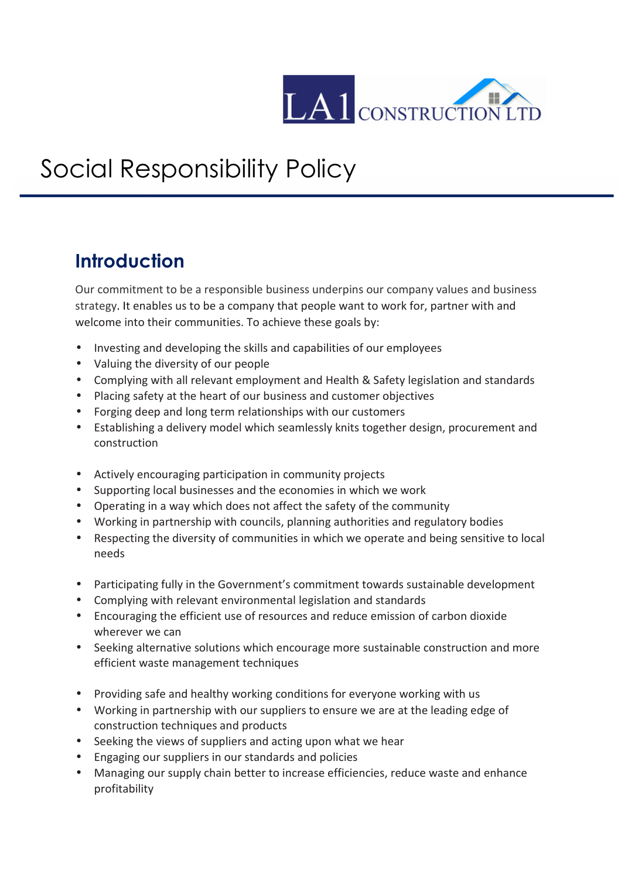LA1 CONSTRUCTION LTD

# Social Responsibility Policy

## Introduction

Our commitment to be a responsible business underpins our company values and business strategy. It enables us to be a company that people want to work for, partner with and welcome into their communities. To achieve these goals by:

- Investing and developing the skills and capabilities of our employees
- Valuing the diversity of our people
- Complying with all relevant employment and Health & Safety legislation and standards
- Placing safety at the heart of our business and customer objectives
- Forging deep and long term relationships with our customers
- Establishing a delivery model which seamlessly knits together design, procurement and construction

- Actively encouraging participation in community projects
- Supporting local businesses and the economies in which we work
- Operating in a way which does not affect the safety of the community
- Working in partnership with councils, planning authorities and regulatory bodies
- Respecting the diversity of communities in which we operate and being sensitive to local needs

- Participating fully in the Government's commitment towards sustainable development
- Complying with relevant environmental legislation and standards
- Encouraging the efficient use of resources and reduce emission of carbon dioxide wherever we can
- Seeking alternative solutions which encourage more sustainable construction and more efficient waste management techniques

- Providing safe and healthy working conditions for everyone working with us
- Working in partnership with our suppliers to ensure we are at the leading edge of construction techniques and products
- Seeking the views of suppliers and acting upon what we hear
- Engaging our suppliers in our standards and policies
- Managing our supply chain better to increase efficiencies, reduce waste and enhance profitability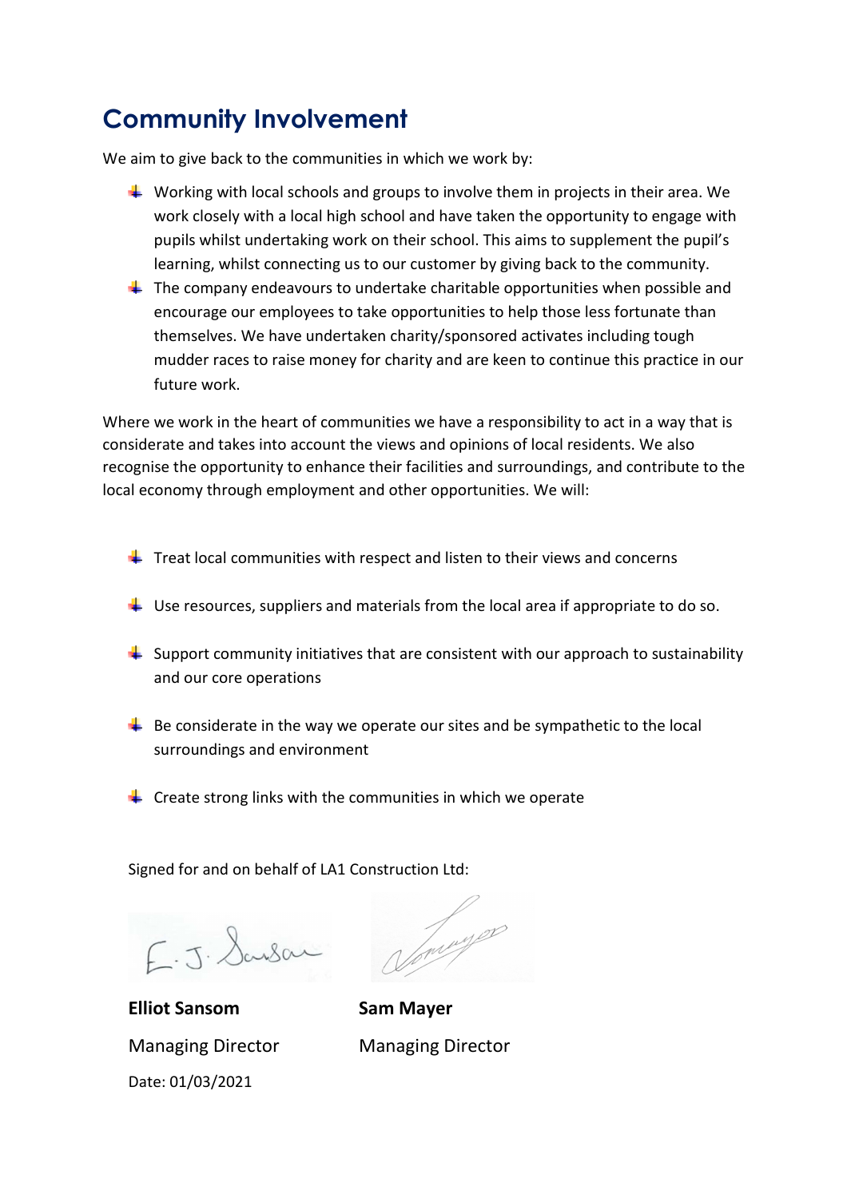## Community Involvement

We aim to give back to the communities in which we work by:

- Working with local schools and groups to involve them in projects in their area. We work closely with a local high school and have taken the opportunity to engage with pupils whilst undertaking work on their school. This aims to supplement the pupil's learning, whilst connecting us to our customer by giving back to the community.
- The company endeavours to undertake charitable opportunities when possible and encourage our employees to take opportunities to help those less fortunate than themselves. We have undertaken charity/sponsored activates including tough mudder races to raise money for charity and are keen to continue this practice in our future work.

Where we work in the heart of communities we have a responsibility to act in a way that is considerate and takes into account the views and opinions of local residents. We also recognise the opportunity to enhance their facilities and surroundings, and contribute to the local economy through employment and other opportunities. We will:

- Treat local communities with respect and listen to their views and concerns
- Use resources, suppliers and materials from the local area if appropriate to do so.
- Support community initiatives that are consistent with our approach to sustainability and our core operations
- Be considerate in the way we operate our sites and be sympathetic to the local surroundings and environment
- Create strong links with the communities in which we operate

Signed for and on behalf of LA1 Construction Ltd:

**Elliot Sansom**
Managing Director

**Sam Mayer**
Managing Director

Date: 01/03/2021